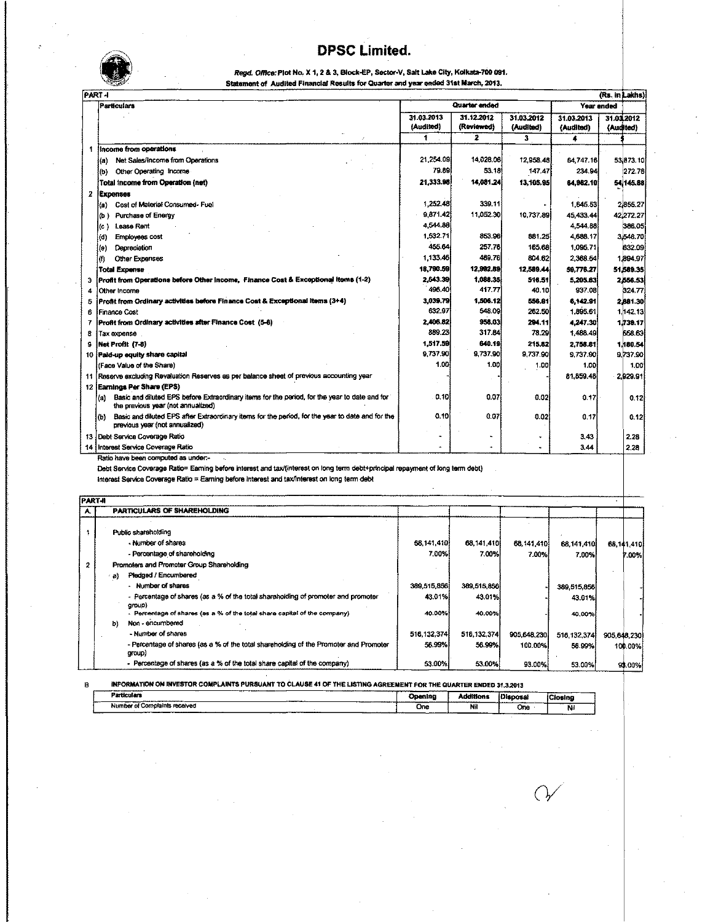# DPSC Limited.

***Regd. Office:*** **Plot No. X 1, 2 & 3, Block-EP, Sector-V, Salt Lake City, Kolkata-700 091.**

**Statement of Audited Financial Results for Quarter and year ended 31st March, 2013.**

**PART -I** (Rs. in Lakhs)

| | Particulars | Quarter ended | | | Year ended | |
|---|---|---|---|---|---|---|
| | | 31.03.2013 (Audited) | 31.12.2012 (Reviewed) | 31.03.2012 (Audited) | 31.03.2013 (Audited) | 31.03.2012 (Audited) |
| | | 1 | 2 | 3 | 4 | 5 |
| 1 | **Income from operations** | | | | | |
| | (a) Net Sales/Income from Operations | 21,254.09 | 14,028.06 | 12,958.48 | 64,747.16 | 53,873.10 |
| | (b) Other Operating Income | 79.89 | 53.18 | 147.47 | 234.94 | 272.78 |
| | **Total Income from Operation (net)** | **21,333.98** | **14,081.24** | **13,105.95** | **64,982.10** | **54,145.88** |
| 2 | **Expenses** | | | | | |
| | (a) Cost of Material Consumed- Fuel | 1,252.48 | 339.11 | - | 1,645.53 | 2,855.27 |
| | (b ) Purchase of Energy | 9,871.42 | 11,052.30 | 10,737.89 | 45,433.44 | 42,272.27 |
| | (c ) Lease Rent | 4,544.88 | | | 4,544.88 | 386.05 |
| | (d) Employees cost | 1,532.71 | 853.96 | 881.25 | 4,688.17 | 3,548.70 |
| | (e) Depreciation | 455.64 | 257.76 | 165.68 | 1,095.71 | 632.09 |
| | (f) Other Expenses | 1,133.46 | 489.76 | 804.62 | 2,368.54 | 1,894.97 |
| | **Total Expense** | **18,790.59** | **12,992.89** | **12,589.44** | **59,776.27** | **51,589.35** |
| 3 | **Profit from Operations before Other Income, Finance Cost & Exceptional Items (1-2)** | **2,543.39** | **1,088.35** | **516.51** | **5,205.83** | **2,556.53** |
| 4 | Other Income | 496.40 | 417.77 | 40.10 | 937.08 | 324.77 |
| 5 | **Profit from Ordinary activities before Finance Cost & Exceptional Items (3+4)** | **3,039.79** | **1,506.12** | **556.61** | **6,142.91** | **2,881.30** |
| 6 | Finance Cost | 632.97 | 548.09 | 262.50 | 1,895.61 | 1,142.13 |
| 7 | **Profit from Ordinary activities after Finance Cost (5-6)** | **2,406.82** | **958.03** | **294.11** | **4,247.30** | **1,739.17** |
| 8 | Tax expense | 889.23 | 317.84 | 78.29 | 1,488.49 | 558.63 |
| 9 | **Net Profit (7-8)** | **1,517.59** | **640.19** | **215.82** | **2,758.81** | **1,180.54** |
| 10 | **Paid-up equity share capital** | 9,737.90 | 9,737.90 | 9,737.90 | 9,737.90 | 9,737.90 |
| | (Face Value of the Share) | 1.00 | 1.00 | 1.00 | 1.00 | 1.00 |
| 11 | Reserve excluding Revaluation Reserves as per balance sheet of previous accounting year | - | - | - | 81,859.48 | 2,929.91 |
| 12 | **Earnings Per Share (EPS)** | | | | | |
| | (a) Basic and diluted EPS before Extraordinary items for the period, for the year to date and for the previous year (not annualized) | 0.10 | 0.07 | 0.02 | 0.17 | 0.12 |
| | (b) Basic and diluted EPS after Extraordinary items for the period, for the year to date and for the previous year (not annualized) | 0.10 | 0.07 | 0.02 | 0.17 | 0.12 |
| 13 | Debt Service Coverage Ratio | - | - | - | 3.43 | 2.28 |
| 14 | Interest Service Coverage Ratio | - | - | - | 3.44 | 2.28 |

Ratio have been computed as under:-

Debt Service Coverage Ratio= Earning before interest and tax/(interest on long term debt+principal repayment of long term debt)

Interest Service Coverage Ratio = Earning before interest and tax/interest on long term debt

**PART-II**

| A. | PARTICULARS OF SHAREHOLDING | | | | | |
|---|---|---|---|---|---|---|
| 1 | Public shareholding | | | | | |
| | - Number of shares | 68,141,410 | 68,141,410 | 68,141,410 | 68,141,410 | 68,141,410 |
| | - Percentage of shareholding | 7.00% | 7.00% | 7.00% | 7.00% | 7.00% |
| 2 | Promoters and Promoter Group Shareholding | | | | | |
| | a) Pledged / Encumbered | | | | | |
| | - Number of shares | 389,515,856 | 389,515,856 | - | 389,515,856 | - |
| | - Percentage of shares (as a % of the total shareholding of promoter and promoter group) | 43.01% | 43.01% | - | 43.01% | - |
| | - Percentage of shares (as a % of the total share capital of the company) | 40.00% | 40.00% | - | 40.00% | - |
| | b) Non - encumbered | | | | | |
| | - Number of shares | 516,132,374 | 516,132,374 | 905,648,230 | 516,132,374 | 905,648,230 |
| | - Percentage of shares (as a % of the total shareholding of the Promoter and Promoter group) | 56.99% | 56.99% | 100.00% | 56.99% | 100.00% |
| | - Percentage of shares (as a % of the total share capital of the company) | 53.00% | 53.00% | 93.00% | 53.00% | 93.00% |

B **INFORMATION ON INVESTOR COMPLAINTS PURSUANT TO CLAUSE 41 OF THE LISTING AGREEMENT FOR THE QUARTER ENDED 31.3.2013**

| Particulars | Opening | Additions | Disposal | Closing |
|---|---|---|---|---|
| Number of Complaints received | One | Nil | One | Nil |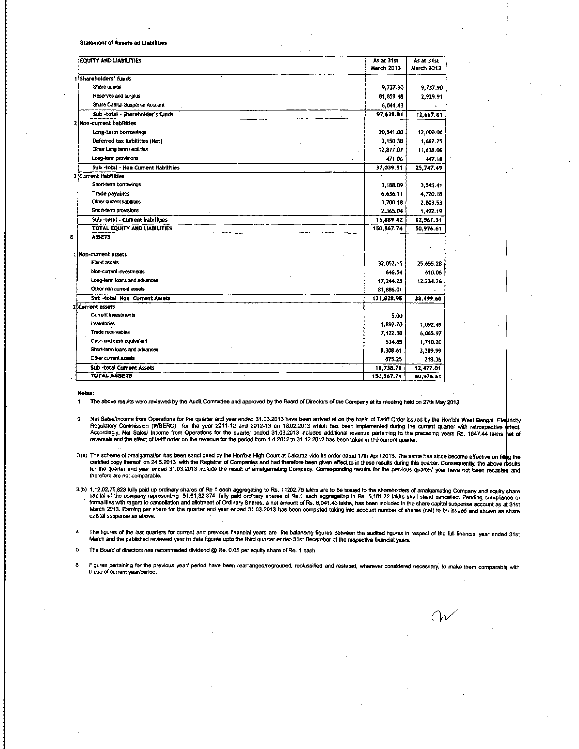**Statement of Assets ad Liabilities**

| | EQUITY AND LIABILITIES | As at 31st March 2013 | As at 31st March 2012 |
|---|---|---|---|
| 1 | Shareholders' funds | | |
| | Share capital | 9,737.90 | 9,737.90 |
| | Reserves and surplus | 81,859.48 | 2,929.91 |
| | Share Capital Suspense Account | 6,041.43 | - |
| | Sub -total - Shareholder's funds | 97,638.81 | 12,667.81 |
| 2 | Non-current liabilities | | |
| | Long-term borrowings | 20,541.00 | 12,000.00 |
| | Deferred tax liabilities (Net) | 3,150.38 | 1,662.25 |
| | Other Long term liabilities | 12,877.07 | 11,638.06 |
| | Long-term provisions | 471.06 | 447.18 |
| | Sub -total - Non Current liabilities | 37,039.51 | 25,747.49 |
| 3 | Current liabilities | | |
| | Short-term borrowings | 3,188.09 | 3,545.41 |
| | Trade payables | 6,636.11 | 4,720.18 |
| | Other current liabilities | 3,700.18 | 2,803.53 |
| | Short-term provisions | 2,365.04 | 1,492.19 |
| | Sub -total - Current liabilities | 15,889.42 | 12,561.31 |
| | TOTAL EQUITY AND LIABILITIES | 150,567.74 | 50,976.61 |
| B | ASSETS | | |
| 1 | Non-current assets | | |
| | Fixed assets | 32,052.15 | 25,655.28 |
| | Non-current investments | 646.54 | 610.06 |
| | Long-term loans and advances | 17,244.25 | 12,234.26 |
| | Other non current assets | 81,886.01 | - |
| | Sub -total Non Current Assets | 131,828.95 | 38,499.60 |
| 2 | Current assets | | |
| | Current Investments | 5.00 | |
| | Inventories | 1,892.70 | 1,092.49 |
| | Trade receivables | 7,122.38 | 6,065.97 |
| | Cash and cash equivalent | 534.85 | 1,710.20 |
| | Short-term loans and advances | 8,308.61 | 3,389.99 |
| | Other current assets | 875.25 | 218.36 |
| | Sub -total Current Assets | 18,738.79 | 12,477.01 |
| | TOTAL ASSETS | 150,567.74 | 50,976.61 |

**Notes:**

1. The above results were reviewed by the Audit Committee and approved by the Board of Directors of the Company at its meeting held on 27th May 2013.

2. Net Sales/Income from Operations for the quarter and year ended 31.03.2013 have been arrived at on the basis of Tariff Order issued by the Hon'ble West Bengal Electricity Regulatory Commission (WBERC) for the year 2011-12 and 2012-13 on 18.02.2013 which has been implemented during the current quarter with retrospective effect. Accordingly, Net Sales/ Income from Operations for the quarter ended 31.03.2013 includes additional revenue pertaining to the preceding years Rs. 1647.44 lakhs net of reversals and the effect of tariff order on the revenue for the period from 1.4.2012 to 31.12.2012 has been taken in the current quarter.

3(a) The scheme of amalgamation has been sanctioned by the Hon'ble High Court at Calcutta vide its order dated 17th April 2013. The same has since become effective on filing the certified copy thereof on 24.5.2013 with the Registrar of Companies and had therefore been given effect to in these results during this quarter. Consequently, the above results for the quarter and year ended 31.03.2013 include the result of amalgamating Company. Corresponding results for the previous quarter/ year have not been recasted and therefore are not comparable.

3(b) 1,12,02,75,823 fully paid up ordinary shares of Re 1 each aggregating to Rs. 11202.75 lakhs are to be issued to the shareholders of amalgamating Company and equity share capital of the company representing 51,61,32,374 fully paid ordinary shares of Re.1 each aggregating to Rs. 5,161.32 lakhs shall stand cancelled. Pending compliance of formalities with regard to cancellation and allotment of Ordinary Shares, a net amount of Rs. 6,041.43 lakhs, has been included in the share capital suspense account as at 31st March 2013. Earning per share for the quarter and year ended 31.03.2013 has been computed taking into account number of shares (net) to be issued and shown as share capital suspense as above.

4. The figures of the last quarters for current and previous financial years are the balancing figures between the audited figures in respect of the full financial year ended 31st March and the published reviewed year to date figures upto the third quarter ended 31st December of the respective financial years.

5. The Board of directors has recommeded dividend @ Re. 0.05 per equity share of Re. 1 each.

6. Figures pertaining for the previous year/ period have been rearranged/regrouped, reclassified and restated, wherever considered necessary, to make them comparable with those of current year/period.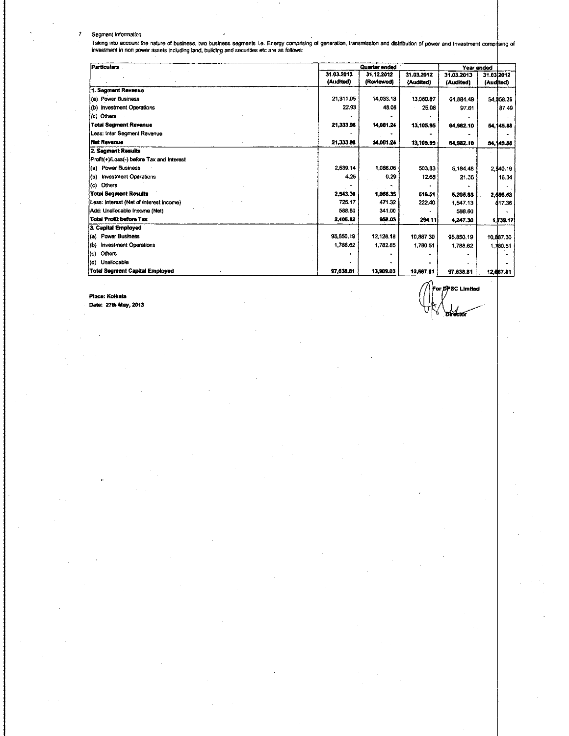7 Segment Information

Taking into account the nature of business, two business segments i.e. Energy comprising of generation, transmission and distribution of power and Investment comprising of investment in non power assets including land, building and securities etc are as follows:

| Particulars | Quarter ended | | | Year ended | |
|---|---|---|---|---|---|
| | 31.03.2013 (Audited) | 31.12.2012 (Reviewed) | 31.03.2012 (Audited) | 31.03.2013 (Audited) | 31.03.2012 (Audited) |
| **1. Segment Revenue** | | | | | |
| (a) Power Business | 21,311.05 | 14,033.18 | 13,080.87 | 64,884.49 | 54,058.39 |
| (b) Investment Operations | 22.93 | 48.06 | 25.08 | 97.61 | 87.49 |
| (c) Others | - | - | - | - | - |
| **Total Segment Revenue** | **21,333.98** | **14,081.24** | **13,105.95** | **64,982.10** | **54,145.88** |
| Less: Inter Segment Revenue | - | - | - | - | - |
| **Net Revenue** | **21,333.98** | **14,081.24** | **13,105.95** | **64,982.10** | **54,145.88** |
| **2. Segment Results** | | | | | |
| Profit(+)/Loss(-) before Tax and Interest | | | | | |
| (a) Power Business | 2,539.14 | 1,088.06 | 503.83 | 5,184.48 | 2,540.19 |
| (b) Investment Operations | 4.25 | 0.29 | 12.68 | 21.35 | 16.34 |
| (c) Others | - | - | - | - | - |
| **Total Segment Results** | **2,543.39** | **1,088.35** | **516.51** | **5,205.83** | **2,556.53** |
| Less: Interest (Net of interest income) | 725.17 | 471.32 | 222.40 | 1,547.13 | 817.36 |
| Add: Unallocable Income (Net) | 588.60 | 341.00 | - | 588.60 | - |
| **Total Profit before Tax** | **2,406.82** | **958.03** | **294.11** | **4,247.30** | **1,739.17** |
| **3. Capital Employed** | | | | | |
| (a) Power Business | 95,850.19 | 12,126.18 | 10,887.30 | 95,850.19 | 10,887.30 |
| (b) Investment Operations | 1,788.62 | 1,782.85 | 1,780.51 | 1,788.62 | 1,780.51 |
| (c) Others | - | - | - | - | - |
| (d) Unallocable | - | - | - | - | - |
| **Total Segment Capital Employed** | **97,638.81** | **13,909.03** | **12,667.81** | **97,638.81** | **12,667.81** |

**Place: Kolkata**
**Date: 27th May, 2013**

For DPSC Limited

Director